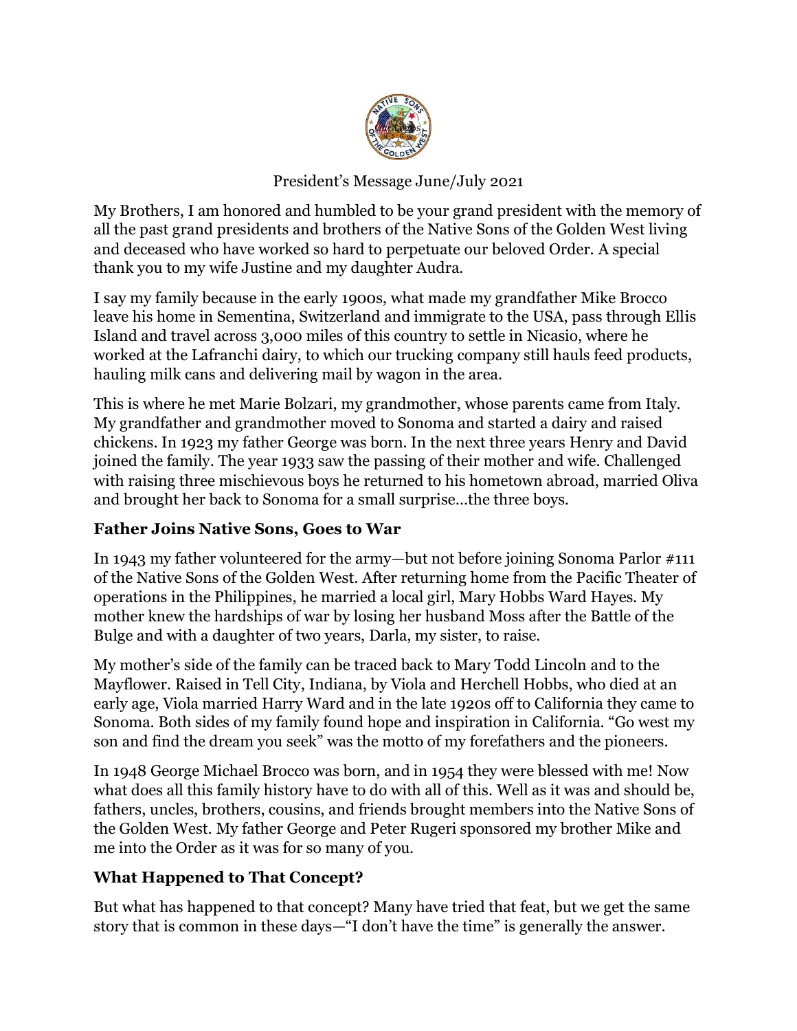President's Message June/July 2021

My Brothers, I am honored and humbled to be your grand president with the memory of all the past grand presidents and brothers of the Native Sons of the Golden West living and deceased who have worked so hard to perpetuate our beloved Order. A special thank you to my wife Justine and my daughter Audra.

I say my family because in the early 1900s, what made my grandfather Mike Brocco leave his home in Sementina, Switzerland and immigrate to the USA, pass through Ellis Island and travel across 3,000 miles of this country to settle in Nicasio, where he worked at the Lafranchi dairy, to which our trucking company still hauls feed products, hauling milk cans and delivering mail by wagon in the area.

This is where he met Marie Bolzari, my grandmother, whose parents came from Italy. My grandfather and grandmother moved to Sonoma and started a dairy and raised chickens. In 1923 my father George was born. In the next three years Henry and David joined the family. The year 1933 saw the passing of their mother and wife. Challenged with raising three mischievous boys he returned to his hometown abroad, married Oliva and brought her back to Sonoma for a small surprise…the three boys.

## Father Joins Native Sons, Goes to War

In 1943 my father volunteered for the army—but not before joining Sonoma Parlor #111 of the Native Sons of the Golden West. After returning home from the Pacific Theater of operations in the Philippines, he married a local girl, Mary Hobbs Ward Hayes. My mother knew the hardships of war by losing her husband Moss after the Battle of the Bulge and with a daughter of two years, Darla, my sister, to raise.

My mother's side of the family can be traced back to Mary Todd Lincoln and to the Mayflower. Raised in Tell City, Indiana, by Viola and Herchell Hobbs, who died at an early age, Viola married Harry Ward and in the late 1920s off to California they came to Sonoma. Both sides of my family found hope and inspiration in California. "Go west my son and find the dream you seek" was the motto of my forefathers and the pioneers.

In 1948 George Michael Brocco was born, and in 1954 they were blessed with me! Now what does all this family history have to do with all of this. Well as it was and should be, fathers, uncles, brothers, cousins, and friends brought members into the Native Sons of the Golden West. My father George and Peter Rugeri sponsored my brother Mike and me into the Order as it was for so many of you.

## What Happened to That Concept?

But what has happened to that concept? Many have tried that feat, but we get the same story that is common in these days—"I don't have the time" is generally the answer.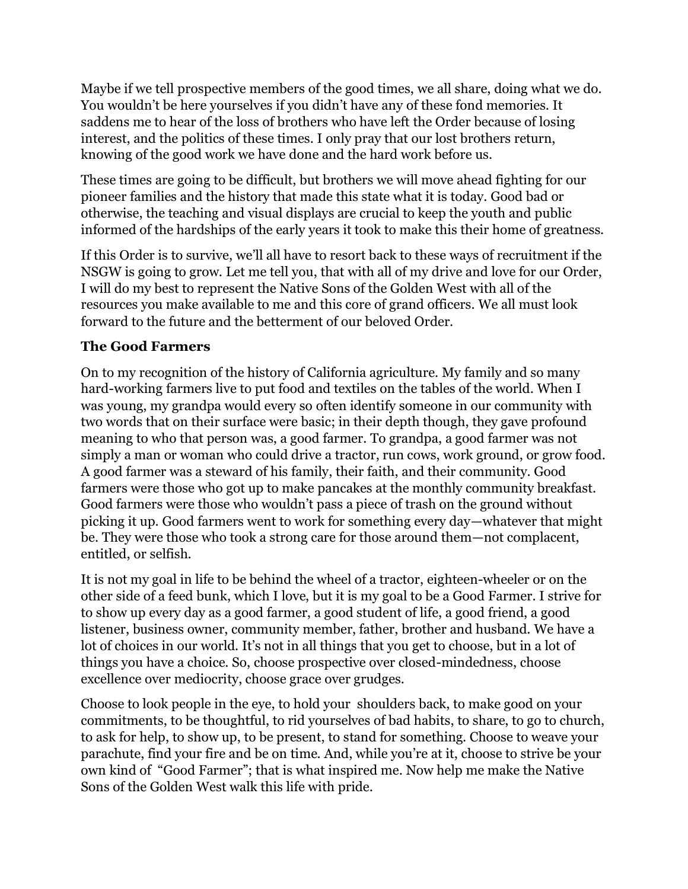Maybe if we tell prospective members of the good times, we all share, doing what we do. You wouldn't be here yourselves if you didn't have any of these fond memories. It saddens me to hear of the loss of brothers who have left the Order because of losing interest, and the politics of these times. I only pray that our lost brothers return, knowing of the good work we have done and the hard work before us.

These times are going to be difficult, but brothers we will move ahead fighting for our pioneer families and the history that made this state what it is today. Good bad or otherwise, the teaching and visual displays are crucial to keep the youth and public informed of the hardships of the early years it took to make this their home of greatness.

If this Order is to survive, we'll all have to resort back to these ways of recruitment if the NSGW is going to grow. Let me tell you, that with all of my drive and love for our Order, I will do my best to represent the Native Sons of the Golden West with all of the resources you make available to me and this core of grand officers. We all must look forward to the future and the betterment of our beloved Order.

**The Good Farmers**

On to my recognition of the history of California agriculture. My family and so many hard-working farmers live to put food and textiles on the tables of the world. When I was young, my grandpa would every so often identify someone in our community with two words that on their surface were basic; in their depth though, they gave profound meaning to who that person was, a good farmer. To grandpa, a good farmer was not simply a man or woman who could drive a tractor, run cows, work ground, or grow food. A good farmer was a steward of his family, their faith, and their community. Good farmers were those who got up to make pancakes at the monthly community breakfast. Good farmers were those who wouldn't pass a piece of trash on the ground without picking it up. Good farmers went to work for something every day—whatever that might be. They were those who took a strong care for those around them—not complacent, entitled, or selfish.

It is not my goal in life to be behind the wheel of a tractor, eighteen-wheeler or on the other side of a feed bunk, which I love, but it is my goal to be a Good Farmer. I strive for to show up every day as a good farmer, a good student of life, a good friend, a good listener, business owner, community member, father, brother and husband. We have a lot of choices in our world. It's not in all things that you get to choose, but in a lot of things you have a choice. So, choose prospective over closed-mindedness, choose excellence over mediocrity, choose grace over grudges.

Choose to look people in the eye, to hold your shoulders back, to make good on your commitments, to be thoughtful, to rid yourselves of bad habits, to share, to go to church, to ask for help, to show up, to be present, to stand for something. Choose to weave your parachute, find your fire and be on time. And, while you're at it, choose to strive be your own kind of "Good Farmer"; that is what inspired me. Now help me make the Native Sons of the Golden West walk this life with pride.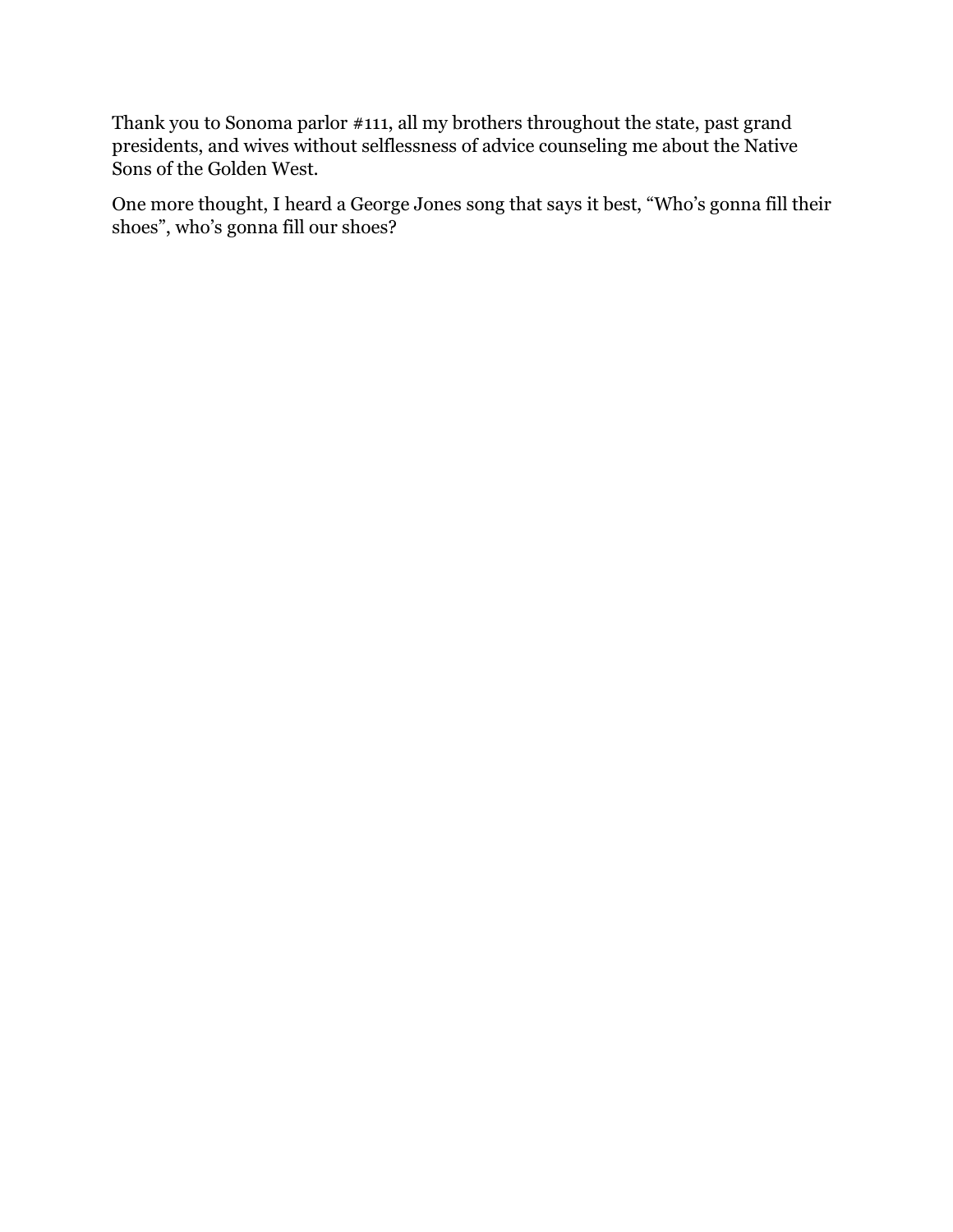Thank you to Sonoma parlor #111, all my brothers throughout the state, past grand presidents, and wives without selflessness of advice counseling me about the Native Sons of the Golden West.

One more thought, I heard a George Jones song that says it best, “Who’s gonna fill their shoes”, who’s gonna fill our shoes?